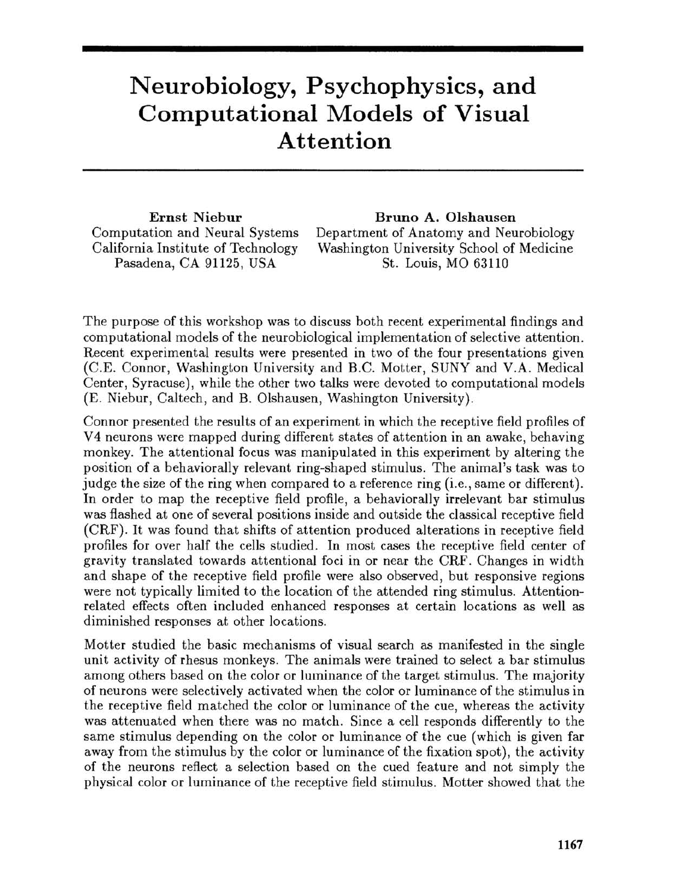# Neurobiology, Psychophysics, and Computational Models of Visual Attention

**Ernst Niebur**
Computation and Neural Systems
California Institute of Technology
Pasadena, CA 91125, USA

**Bruno A. Olshausen**
Department of Anatomy and Neurobiology
Washington University School of Medicine
St. Louis, MO 63110

The purpose of this workshop was to discuss both recent experimental findings and computational models of the neurobiological implementation of selective attention. Recent experimental results were presented in two of the four presentations given (C.E. Connor, Washington University and B.C. Motter, SUNY and V.A. Medical Center, Syracuse), while the other two talks were devoted to computational models (E. Niebur, Caltech, and B. Olshausen, Washington University).

Connor presented the results of an experiment in which the receptive field profiles of V4 neurons were mapped during different states of attention in an awake, behaving monkey. The attentional focus was manipulated in this experiment by altering the position of a behaviorally relevant ring-shaped stimulus. The animal's task was to judge the size of the ring when compared to a reference ring (i.e., same or different). In order to map the receptive field profile, a behaviorally irrelevant bar stimulus was flashed at one of several positions inside and outside the classical receptive field (CRF). It was found that shifts of attention produced alterations in receptive field profiles for over half the cells studied. In most cases the receptive field center of gravity translated towards attentional foci in or near the CRF. Changes in width and shape of the receptive field profile were also observed, but responsive regions were not typically limited to the location of the attended ring stimulus. Attention-related effects often included enhanced responses at certain locations as well as diminished responses at other locations.

Motter studied the basic mechanisms of visual search as manifested in the single unit activity of rhesus monkeys. The animals were trained to select a bar stimulus among others based on the color or luminance of the target stimulus. The majority of neurons were selectively activated when the color or luminance of the stimulus in the receptive field matched the color or luminance of the cue, whereas the activity was attenuated when there was no match. Since a cell responds differently to the same stimulus depending on the color or luminance of the cue (which is given far away from the stimulus by the color or luminance of the fixation spot), the activity of the neurons reflect a selection based on the cued feature and not simply the physical color or luminance of the receptive field stimulus. Motter showed that the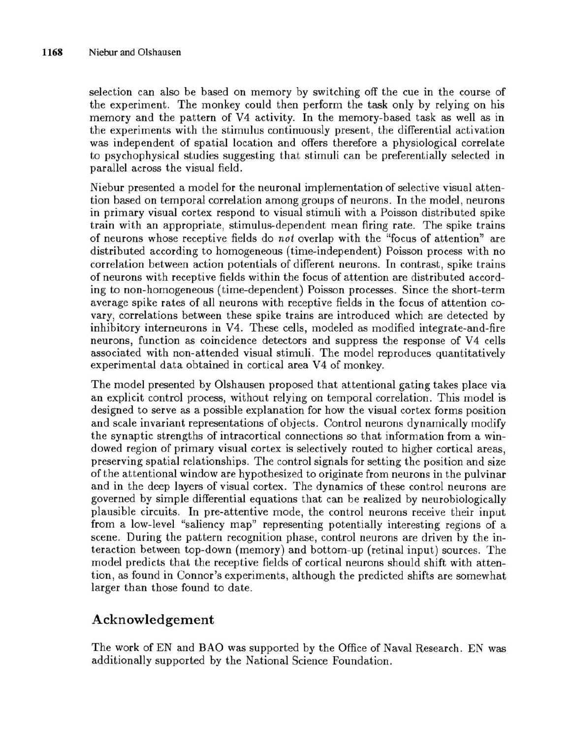selection can also be based on memory by switching off the cue in the course of the experiment. The monkey could then perform the task only by relying on his memory and the pattern of V4 activity. In the memory-based task as well as in the experiments with the stimulus continuously present, the differential activation was independent of spatial location and offers therefore a physiological correlate to psychophysical studies suggesting that stimuli can be preferentially selected in parallel across the visual field.

Niebur presented a model for the neuronal implementation of selective visual attention based on temporal correlation among groups of neurons. In the model, neurons in primary visual cortex respond to visual stimuli with a Poisson distributed spike train with an appropriate, stimulus-dependent mean firing rate. The spike trains of neurons whose receptive fields do *not* overlap with the "focus of attention" are distributed according to homogeneous (time-independent) Poisson process with no correlation between action potentials of different neurons. In contrast, spike trains of neurons with receptive fields within the focus of attention are distributed according to non-homogeneous (time-dependent) Poisson processes. Since the short-term average spike rates of all neurons with receptive fields in the focus of attention covary, correlations between these spike trains are introduced which are detected by inhibitory interneurons in V4. These cells, modeled as modified integrate-and-fire neurons, function as coincidence detectors and suppress the response of V4 cells associated with non-attended visual stimuli. The model reproduces quantitatively experimental data obtained in cortical area V4 of monkey.

The model presented by Olshausen proposed that attentional gating takes place via an explicit control process, without relying on temporal correlation. This model is designed to serve as a possible explanation for how the visual cortex forms position and scale invariant representations of objects. Control neurons dynamically modify the synaptic strengths of intracortical connections so that information from a windowed region of primary visual cortex is selectively routed to higher cortical areas, preserving spatial relationships. The control signals for setting the position and size of the attentional window are hypothesized to originate from neurons in the pulvinar and in the deep layers of visual cortex. The dynamics of these control neurons are governed by simple differential equations that can be realized by neurobiologically plausible circuits. In pre-attentive mode, the control neurons receive their input from a low-level "saliency map" representing potentially interesting regions of a scene. During the pattern recognition phase, control neurons are driven by the interaction between top-down (memory) and bottom-up (retinal input) sources. The model predicts that the receptive fields of cortical neurons should shift with attention, as found in Connor's experiments, although the predicted shifts are somewhat larger than those found to date.

## Acknowledgement

The work of EN and BAO was supported by the Office of Naval Research. EN was additionally supported by the National Science Foundation.